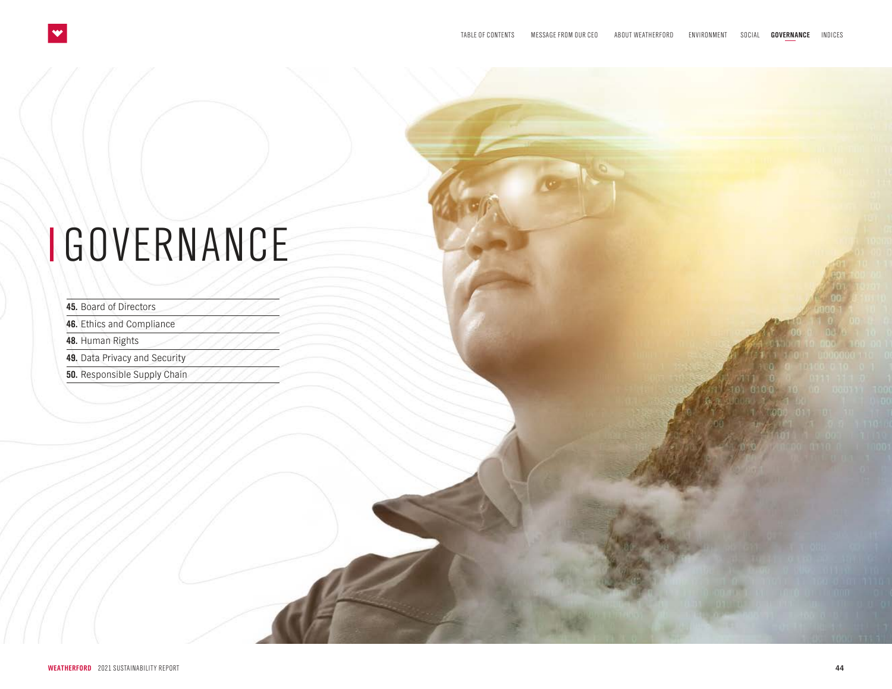# GOVERNANCE

- **45.** Board of Directors
- **46.** Ethics and Compliance
- **48.** Human Rights
- **49.** Data Privacy and Security
- **50.** Responsible Supply Chain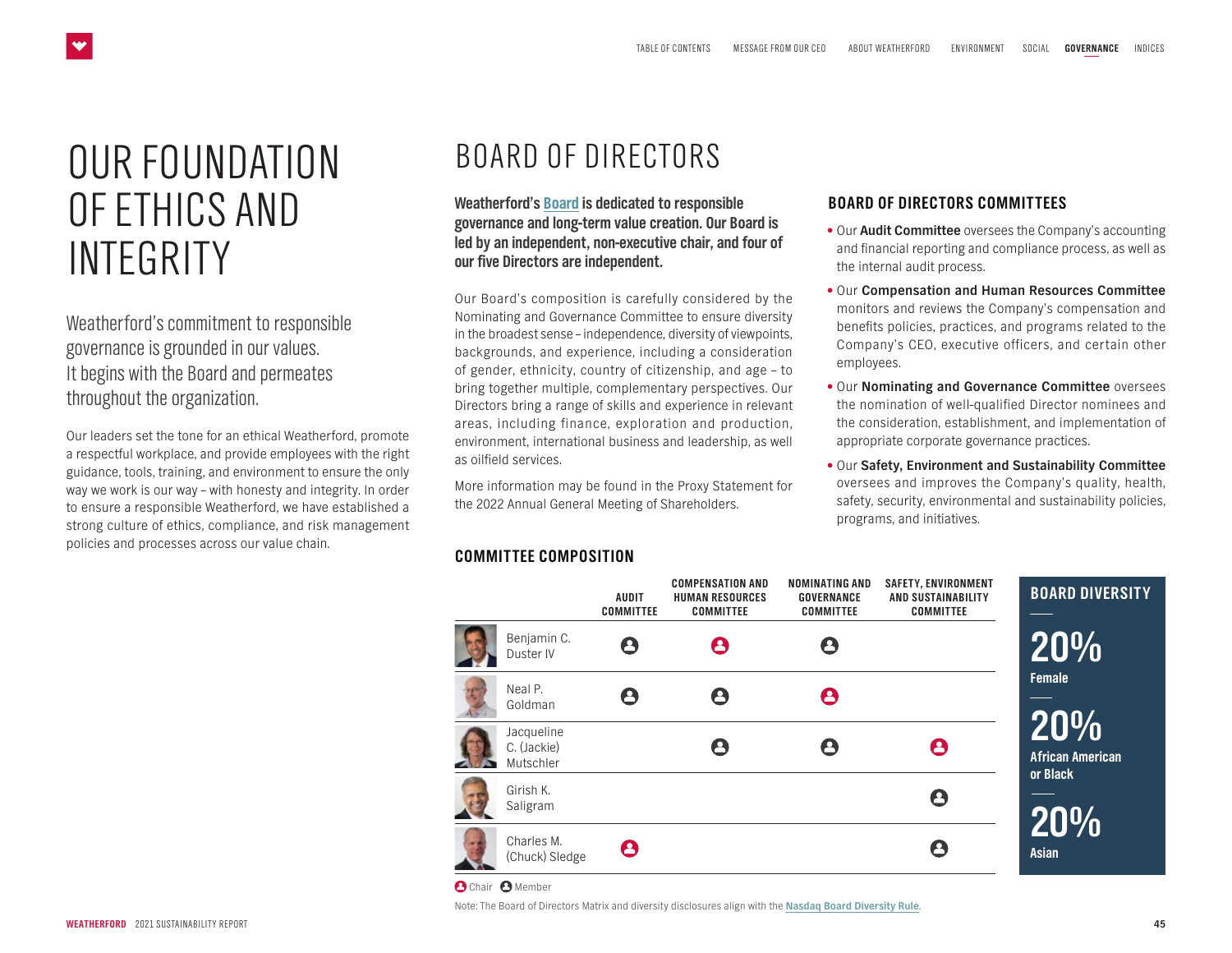# OUR FOUNDATION OF ETHICS AND INTEGRITY

Weatherford's commitment to responsible governance is grounded in our values. It begins with the Board and permeates throughout the organization.

Our leaders set the tone for an ethical Weatherford, promote a respectful workplace, and provide employees with the right guidance, tools, training, and environment to ensure the only way we work is our way – with honesty and integrity. In order to ensure a responsible Weatherford, we have established a strong culture of ethics, compliance, and risk management policies and processes across our value chain.

# BOARD OF DIRECTORS

**Weatherford's Board is dedicated to responsible governance and long-term value creation. Our Board is led by an independent, non-executive chair, and four of our five Directors are independent.**

Our Board's composition is carefully considered by the Nominating and Governance Committee to ensure diversity in the broadest sense – independence, diversity of viewpoints, backgrounds, and experience, including a consideration of gender, ethnicity, country of citizenship, and age – to bring together multiple, complementary perspectives. Our Directors bring a range of skills and experience in relevant areas, including finance, exploration and production, environment, international business and leadership, as well as oilfield services.

More information may be found in the Proxy Statement for the 2022 Annual General Meeting of Shareholders.

## BOARD OF DIRECTORS COMMITTEES

- Our **Audit Committee** oversees the Company's accounting and financial reporting and compliance process, as well as the internal audit process.
- Our **Compensation and Human Resources Committee** monitors and reviews the Company's compensation and benefits policies, practices, and programs related to the Company's CEO, executive officers, and certain other employees.
- Our **Nominating and Governance Committee** oversees the nomination of well-qualified Director nominees and the consideration, establishment, and implementation of appropriate corporate governance practices.
- Our **Safety, Environment and Sustainability Committee** oversees and improves the Company's quality, health, safety, security, environmental and sustainability policies, programs, and initiatives.

## COMMITTEE COMPOSITION

| | AUDIT COMMITTEE | COMPENSATION AND HUMAN RESOURCES COMMITTEE | NOMINATING AND GOVERNANCE COMMITTEE | SAFETY, ENVIRONMENT AND SUSTAINABILITY COMMITTEE |
|---|---|---|---|---|
| Benjamin C. Duster IV | Member | Chair | Member | |
| Neal P. Goldman | Member | Member | Chair | |
| Jacqueline C. (Jackie) Mutschler | | Member | Member | Chair |
| Girish K. Saligram | | | | Member |
| Charles M. (Chuck) Sledge | Chair | | | Member |

Chair / Member

Note: The Board of Directors Matrix and diversity disclosures align with the Nasdaq Board Diversity Rule.

## BOARD DIVERSITY

**20%** Female

**20%** African American or Black

**20%** Asian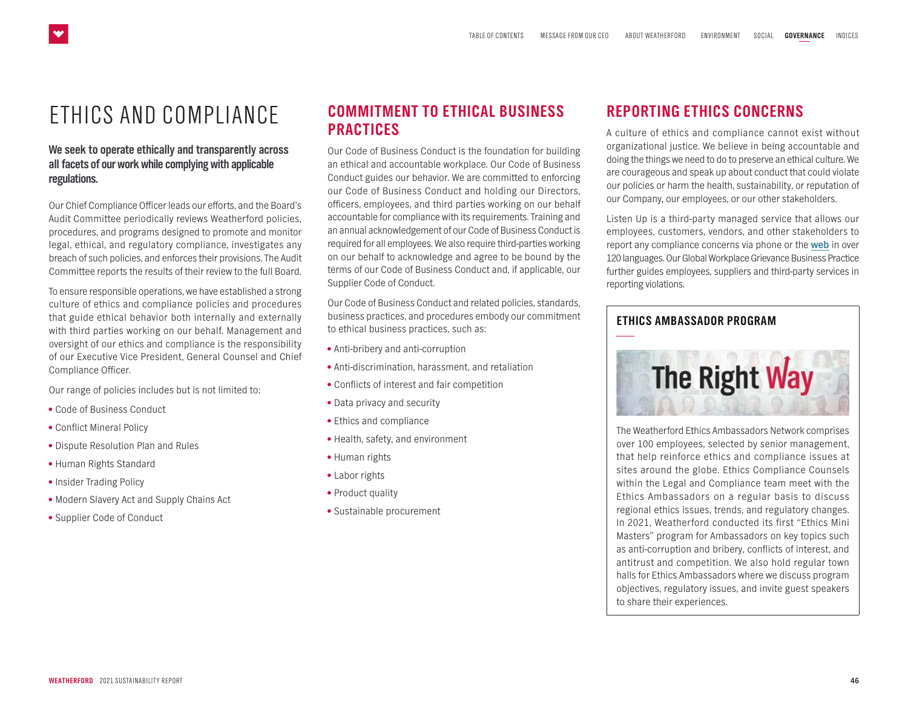# ETHICS AND COMPLIANCE

**We seek to operate ethically and transparently across all facets of our work while complying with applicable regulations.**

Our Chief Compliance Officer leads our efforts, and the Board's Audit Committee periodically reviews Weatherford policies, procedures, and programs designed to promote and monitor legal, ethical, and regulatory compliance, investigates any breach of such policies, and enforces their provisions. The Audit Committee reports the results of their review to the full Board.

To ensure responsible operations, we have established a strong culture of ethics and compliance policies and procedures that guide ethical behavior both internally and externally with third parties working on our behalf. Management and oversight of our ethics and compliance is the responsibility of our Executive Vice President, General Counsel and Chief Compliance Officer.

Our range of policies includes but is not limited to:

- Code of Business Conduct
- Conflict Mineral Policy
- Dispute Resolution Plan and Rules
- Human Rights Standard
- Insider Trading Policy
- Modern Slavery Act and Supply Chains Act
- Supplier Code of Conduct

## COMMITMENT TO ETHICAL BUSINESS PRACTICES

Our Code of Business Conduct is the foundation for building an ethical and accountable workplace. Our Code of Business Conduct guides our behavior. We are committed to enforcing our Code of Business Conduct and holding our Directors, officers, employees, and third parties working on our behalf accountable for compliance with its requirements. Training and an annual acknowledgement of our Code of Business Conduct is required for all employees. We also require third-parties working on our behalf to acknowledge and agree to be bound by the terms of our Code of Business Conduct and, if applicable, our Supplier Code of Conduct.

Our Code of Business Conduct and related policies, standards, business practices, and procedures embody our commitment to ethical business practices, such as:

- Anti-bribery and anti-corruption
- Anti-discrimination, harassment, and retaliation
- Conflicts of interest and fair competition
- Data privacy and security
- Ethics and compliance
- Health, safety, and environment
- Human rights
- Labor rights
- Product quality
- Sustainable procurement

## REPORTING ETHICS CONCERNS

A culture of ethics and compliance cannot exist without organizational justice. We believe in being accountable and doing the things we need to do to preserve an ethical culture. We are courageous and speak up about conduct that could violate our policies or harm the health, sustainability, or reputation of our Company, our employees, or our other stakeholders.

Listen Up is a third-party managed service that allows our employees, customers, vendors, and other stakeholders to report any compliance concerns via phone or the **web** in over 120 languages. Our Global Workplace Grievance Business Practice further guides employees, suppliers and third-party services in reporting violations.

### ETHICS AMBASSADOR PROGRAM

The Right Way

The Weatherford Ethics Ambassadors Network comprises over 100 employees, selected by senior management, that help reinforce ethics and compliance issues at sites around the globe. Ethics Compliance Counsels within the Legal and Compliance team meet with the Ethics Ambassadors on a regular basis to discuss regional ethics issues, trends, and regulatory changes. In 2021, Weatherford conducted its first "Ethics Mini Masters" program for Ambassadors on key topics such as anti-corruption and bribery, conflicts of interest, and antitrust and competition. We also hold regular town halls for Ethics Ambassadors where we discuss program objectives, regulatory issues, and invite guest speakers to share their experiences.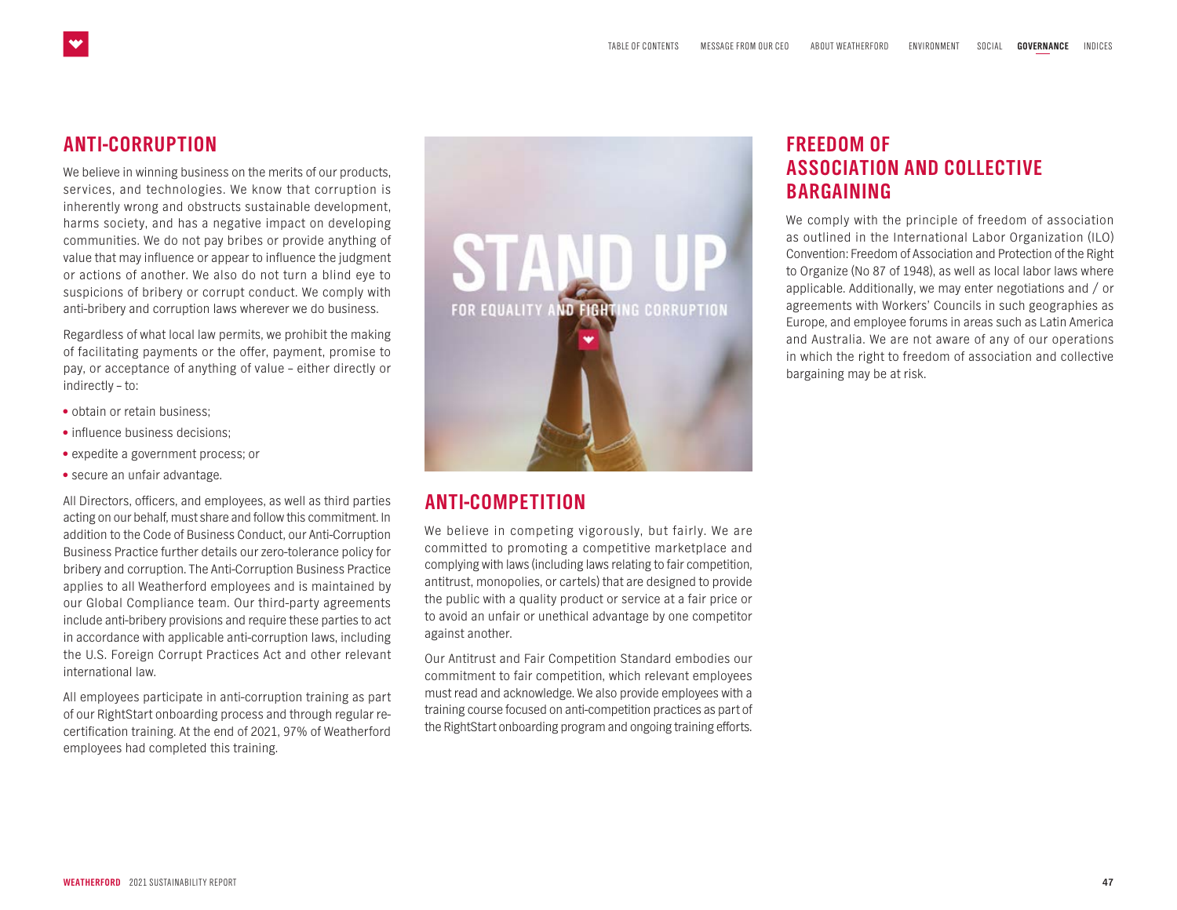## ANTI-CORRUPTION

We believe in winning business on the merits of our products, services, and technologies. We know that corruption is inherently wrong and obstructs sustainable development, harms society, and has a negative impact on developing communities. We do not pay bribes or provide anything of value that may influence or appear to influence the judgment or actions of another. We also do not turn a blind eye to suspicions of bribery or corrupt conduct. We comply with anti-bribery and corruption laws wherever we do business.

Regardless of what local law permits, we prohibit the making of facilitating payments or the offer, payment, promise to pay, or acceptance of anything of value – either directly or indirectly – to:

- obtain or retain business;
- influence business decisions;
- expedite a government process; or
- secure an unfair advantage.

All Directors, officers, and employees, as well as third parties acting on our behalf, must share and follow this commitment. In addition to the Code of Business Conduct, our Anti-Corruption Business Practice further details our zero-tolerance policy for bribery and corruption. The Anti-Corruption Business Practice applies to all Weatherford employees and is maintained by our Global Compliance team. Our third-party agreements include anti-bribery provisions and require these parties to act in accordance with applicable anti-corruption laws, including the U.S. Foreign Corrupt Practices Act and other relevant international law.

All employees participate in anti-corruption training as part of our RightStart onboarding process and through regular re-certification training. At the end of 2021, 97% of Weatherford employees had completed this training.

STAND UP FOR EQUALITY AND FIGHTING CORRUPTION

## ANTI-COMPETITION

We believe in competing vigorously, but fairly. We are committed to promoting a competitive marketplace and complying with laws (including laws relating to fair competition, antitrust, monopolies, or cartels) that are designed to provide the public with a quality product or service at a fair price or to avoid an unfair or unethical advantage by one competitor against another.

Our Antitrust and Fair Competition Standard embodies our commitment to fair competition, which relevant employees must read and acknowledge. We also provide employees with a training course focused on anti-competition practices as part of the RightStart onboarding program and ongoing training efforts.

## FREEDOM OF ASSOCIATION AND COLLECTIVE BARGAINING

We comply with the principle of freedom of association as outlined in the International Labor Organization (ILO) Convention: Freedom of Association and Protection of the Right to Organize (No 87 of 1948), as well as local labor laws where applicable. Additionally, we may enter negotiations and / or agreements with Workers' Councils in such geographies as Europe, and employee forums in areas such as Latin America and Australia. We are not aware of any of our operations in which the right to freedom of association and collective bargaining may be at risk.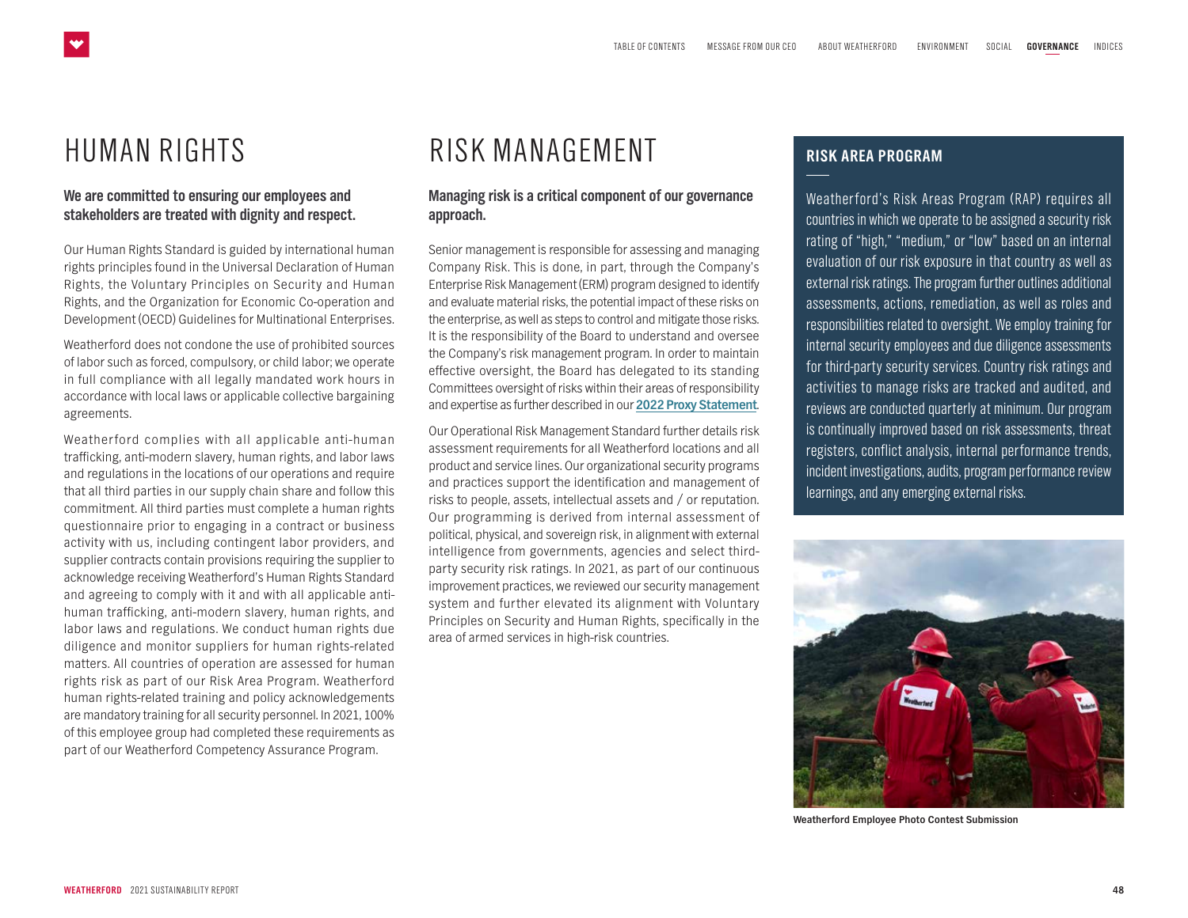# HUMAN RIGHTS

**We are committed to ensuring our employees and stakeholders are treated with dignity and respect.**

Our Human Rights Standard is guided by international human rights principles found in the Universal Declaration of Human Rights, the Voluntary Principles on Security and Human Rights, and the Organization for Economic Co-operation and Development (OECD) Guidelines for Multinational Enterprises.

Weatherford does not condone the use of prohibited sources of labor such as forced, compulsory, or child labor; we operate in full compliance with all legally mandated work hours in accordance with local laws or applicable collective bargaining agreements.

Weatherford complies with all applicable anti-human trafficking, anti-modern slavery, human rights, and labor laws and regulations in the locations of our operations and require that all third parties in our supply chain share and follow this commitment. All third parties must complete a human rights questionnaire prior to engaging in a contract or business activity with us, including contingent labor providers, and supplier contracts contain provisions requiring the supplier to acknowledge receiving Weatherford's Human Rights Standard and agreeing to comply with it and with all applicable anti-human trafficking, anti-modern slavery, human rights, and labor laws and regulations. We conduct human rights due diligence and monitor suppliers for human rights-related matters. All countries of operation are assessed for human rights risk as part of our Risk Area Program. Weatherford human rights-related training and policy acknowledgements are mandatory training for all security personnel. In 2021, 100% of this employee group had completed these requirements as part of our Weatherford Competency Assurance Program.

# RISK MANAGEMENT

**Managing risk is a critical component of our governance approach.**

Senior management is responsible for assessing and managing Company Risk. This is done, in part, through the Company's Enterprise Risk Management (ERM) program designed to identify and evaluate material risks, the potential impact of these risks on the enterprise, as well as steps to control and mitigate those risks. It is the responsibility of the Board to understand and oversee the Company's risk management program. In order to maintain effective oversight, the Board has delegated to its standing Committees oversight of risks within their areas of responsibility and expertise as further described in our **2022 Proxy Statement**.

Our Operational Risk Management Standard further details risk assessment requirements for all Weatherford locations and all product and service lines. Our organizational security programs and practices support the identification and management of risks to people, assets, intellectual assets and / or reputation. Our programming is derived from internal assessment of political, physical, and sovereign risk, in alignment with external intelligence from governments, agencies and select third-party security risk ratings. In 2021, as part of our continuous improvement practices, we reviewed our security management system and further elevated its alignment with Voluntary Principles on Security and Human Rights, specifically in the area of armed services in high-risk countries.

## RISK AREA PROGRAM

Weatherford's Risk Areas Program (RAP) requires all countries in which we operate to be assigned a security risk rating of "high," "medium," or "low" based on an internal evaluation of our risk exposure in that country as well as external risk ratings. The program further outlines additional assessments, actions, remediation, as well as roles and responsibilities related to oversight. We employ training for internal security employees and due diligence assessments for third-party security services. Country risk ratings and activities to manage risks are tracked and audited, and reviews are conducted quarterly at minimum. Our program is continually improved based on risk assessments, threat registers, conflict analysis, internal performance trends, incident investigations, audits, program performance review learnings, and any emerging external risks.

Weatherford Employee Photo Contest Submission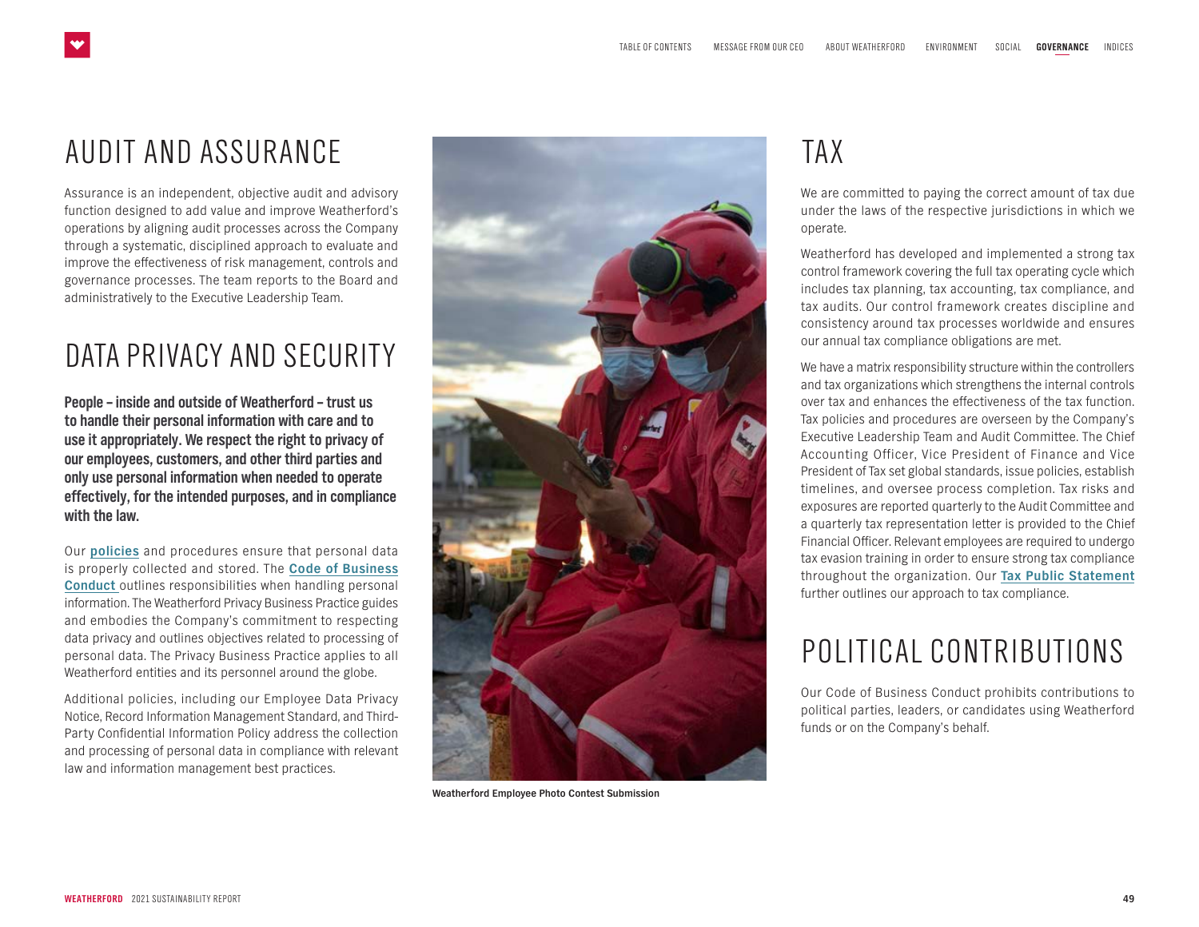# AUDIT AND ASSURANCE

Assurance is an independent, objective audit and advisory function designed to add value and improve Weatherford's operations by aligning audit processes across the Company through a systematic, disciplined approach to evaluate and improve the effectiveness of risk management, controls and governance processes. The team reports to the Board and administratively to the Executive Leadership Team.

# DATA PRIVACY AND SECURITY

**People – inside and outside of Weatherford – trust us to handle their personal information with care and to use it appropriately. We respect the right to privacy of our employees, customers, and other third parties and only use personal information when needed to operate effectively, for the intended purposes, and in compliance with the law.**

Our **policies** and procedures ensure that personal data is properly collected and stored. The **Code of Business Conduct** outlines responsibilities when handling personal information. The Weatherford Privacy Business Practice guides and embodies the Company's commitment to respecting data privacy and outlines objectives related to processing of personal data. The Privacy Business Practice applies to all Weatherford entities and its personnel around the globe.

Additional policies, including our Employee Data Privacy Notice, Record Information Management Standard, and Third-Party Confidential Information Policy address the collection and processing of personal data in compliance with relevant law and information management best practices.

**Weatherford Employee Photo Contest Submission**

# TAX

We are committed to paying the correct amount of tax due under the laws of the respective jurisdictions in which we operate.

Weatherford has developed and implemented a strong tax control framework covering the full tax operating cycle which includes tax planning, tax accounting, tax compliance, and tax audits. Our control framework creates discipline and consistency around tax processes worldwide and ensures our annual tax compliance obligations are met.

We have a matrix responsibility structure within the controllers and tax organizations which strengthens the internal controls over tax and enhances the effectiveness of the tax function. Tax policies and procedures are overseen by the Company's Executive Leadership Team and Audit Committee. The Chief Accounting Officer, Vice President of Finance and Vice President of Tax set global standards, issue policies, establish timelines, and oversee process completion. Tax risks and exposures are reported quarterly to the Audit Committee and a quarterly tax representation letter is provided to the Chief Financial Officer. Relevant employees are required to undergo tax evasion training in order to ensure strong tax compliance throughout the organization. Our **Tax Public Statement** further outlines our approach to tax compliance.

# POLITICAL CONTRIBUTIONS

Our Code of Business Conduct prohibits contributions to political parties, leaders, or candidates using Weatherford funds or on the Company's behalf.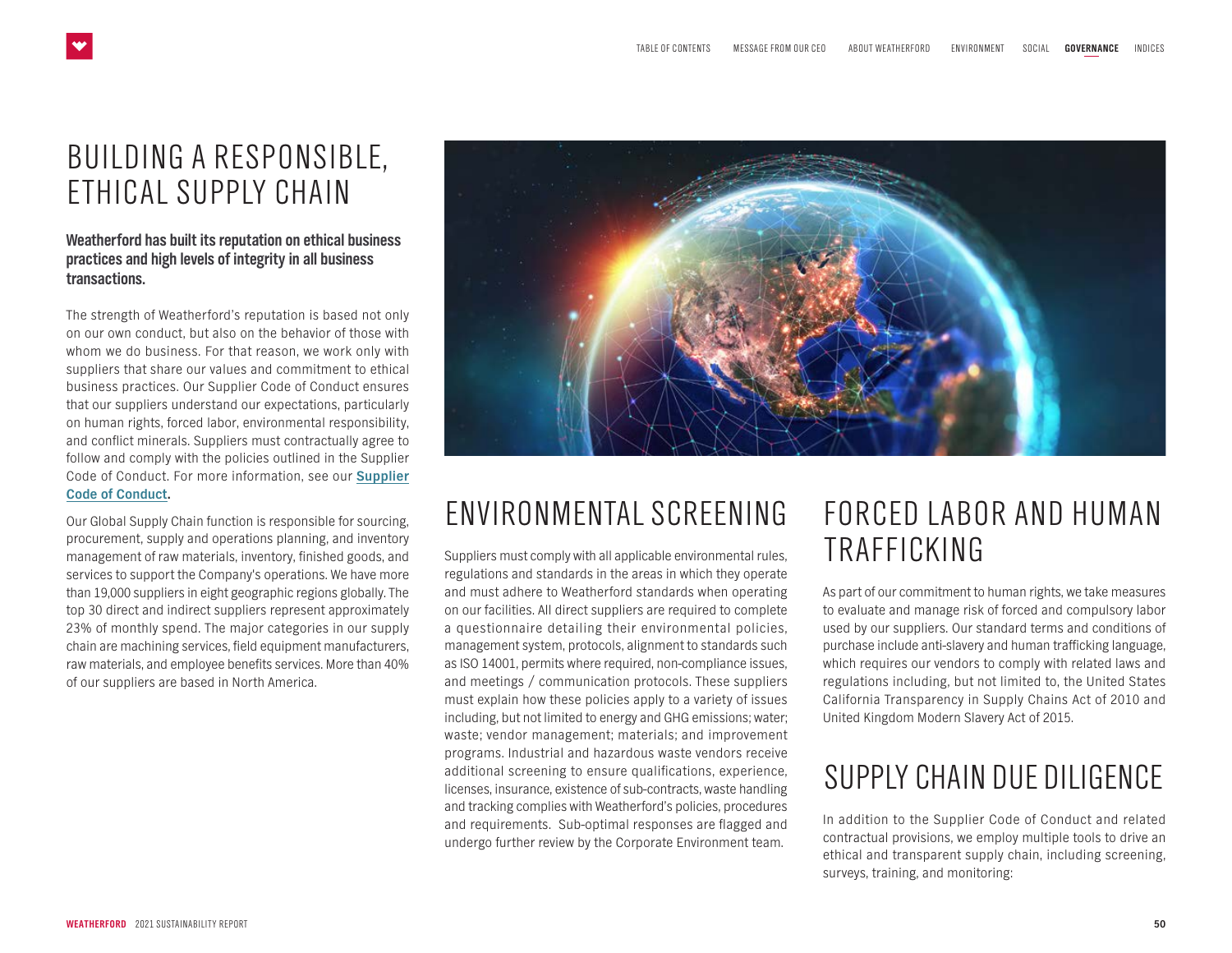# BUILDING A RESPONSIBLE, ETHICAL SUPPLY CHAIN

**Weatherford has built its reputation on ethical business practices and high levels of integrity in all business transactions.**

The strength of Weatherford's reputation is based not only on our own conduct, but also on the behavior of those with whom we do business. For that reason, we work only with suppliers that share our values and commitment to ethical business practices. Our Supplier Code of Conduct ensures that our suppliers understand our expectations, particularly on human rights, forced labor, environmental responsibility, and conflict minerals. Suppliers must contractually agree to follow and comply with the policies outlined in the Supplier Code of Conduct. For more information, see our **Supplier Code of Conduct**.

Our Global Supply Chain function is responsible for sourcing, procurement, supply and operations planning, and inventory management of raw materials, inventory, finished goods, and services to support the Company's operations. We have more than 19,000 suppliers in eight geographic regions globally. The top 30 direct and indirect suppliers represent approximately 23% of monthly spend. The major categories in our supply chain are machining services, field equipment manufacturers, raw materials, and employee benefits services. More than 40% of our suppliers are based in North America.

## ENVIRONMENTAL SCREENING

Suppliers must comply with all applicable environmental rules, regulations and standards in the areas in which they operate and must adhere to Weatherford standards when operating on our facilities. All direct suppliers are required to complete a questionnaire detailing their environmental policies, management system, protocols, alignment to standards such as ISO 14001, permits where required, non-compliance issues, and meetings / communication protocols. These suppliers must explain how these policies apply to a variety of issues including, but not limited to energy and GHG emissions; water; waste; vendor management; materials; and improvement programs. Industrial and hazardous waste vendors receive additional screening to ensure qualifications, experience, licenses, insurance, existence of sub-contracts, waste handling and tracking complies with Weatherford's policies, procedures and requirements. Sub-optimal responses are flagged and undergo further review by the Corporate Environment team.

## FORCED LABOR AND HUMAN TRAFFICKING

As part of our commitment to human rights, we take measures to evaluate and manage risk of forced and compulsory labor used by our suppliers. Our standard terms and conditions of purchase include anti-slavery and human trafficking language, which requires our vendors to comply with related laws and regulations including, but not limited to, the United States California Transparency in Supply Chains Act of 2010 and United Kingdom Modern Slavery Act of 2015.

## SUPPLY CHAIN DUE DILIGENCE

In addition to the Supplier Code of Conduct and related contractual provisions, we employ multiple tools to drive an ethical and transparent supply chain, including screening, surveys, training, and monitoring: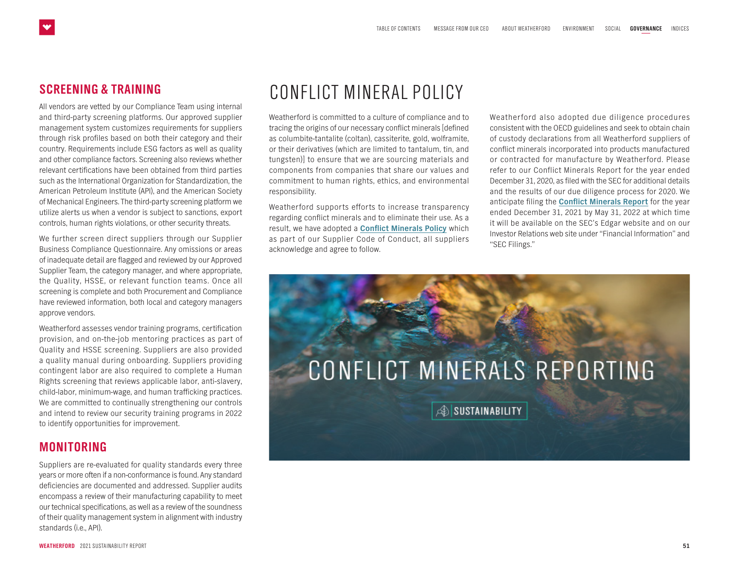## SCREENING & TRAINING

All vendors are vetted by our Compliance Team using internal and third-party screening platforms. Our approved supplier management system customizes requirements for suppliers through risk profiles based on both their category and their country. Requirements include ESG factors as well as quality and other compliance factors. Screening also reviews whether relevant certifications have been obtained from third parties such as the International Organization for Standardization, the American Petroleum Institute (API), and the American Society of Mechanical Engineers. The third-party screening platform we utilize alerts us when a vendor is subject to sanctions, export controls, human rights violations, or other security threats.

We further screen direct suppliers through our Supplier Business Compliance Questionnaire. Any omissions or areas of inadequate detail are flagged and reviewed by our Approved Supplier Team, the category manager, and where appropriate, the Quality, HSSE, or relevant function teams. Once all screening is complete and both Procurement and Compliance have reviewed information, both local and category managers approve vendors.

Weatherford assesses vendor training programs, certification provision, and on-the-job mentoring practices as part of Quality and HSSE screening. Suppliers are also provided a quality manual during onboarding. Suppliers providing contingent labor are also required to complete a Human Rights screening that reviews applicable labor, anti-slavery, child-labor, minimum-wage, and human trafficking practices. We are committed to continually strengthening our controls and intend to review our security training programs in 2022 to identify opportunities for improvement.

## MONITORING

Suppliers are re-evaluated for quality standards every three years or more often if a non-conformance is found. Any standard deficiencies are documented and addressed. Supplier audits encompass a review of their manufacturing capability to meet our technical specifications, as well as a review of the soundness of their quality management system in alignment with industry standards (i.e., API).

# CONFLICT MINERAL POLICY

Weatherford is committed to a culture of compliance and to tracing the origins of our necessary conflict minerals [defined as columbite-tantalite (coltan), cassiterite, gold, wolframite, or their derivatives (which are limited to tantalum, tin, and tungsten)] to ensure that we are sourcing materials and components from companies that share our values and commitment to human rights, ethics, and environmental responsibility.

Weatherford supports efforts to increase transparency regarding conflict minerals and to eliminate their use. As a result, we have adopted a **Conflict Minerals Policy** which as part of our Supplier Code of Conduct, all suppliers acknowledge and agree to follow.

Weatherford also adopted due diligence procedures consistent with the OECD guidelines and seek to obtain chain of custody declarations from all Weatherford suppliers of conflict minerals incorporated into products manufactured or contracted for manufacture by Weatherford. Please refer to our Conflict Minerals Report for the year ended December 31, 2020, as filed with the SEC for additional details and the results of our due diligence process for 2020. We anticipate filing the **Conflict Minerals Report** for the year ended December 31, 2021 by May 31, 2022 at which time it will be available on the SEC's Edgar website and on our Investor Relations web site under "Financial Information" and "SEC Filings."

CONFLICT MINERALS REPORTING

SUSTAINABILITY